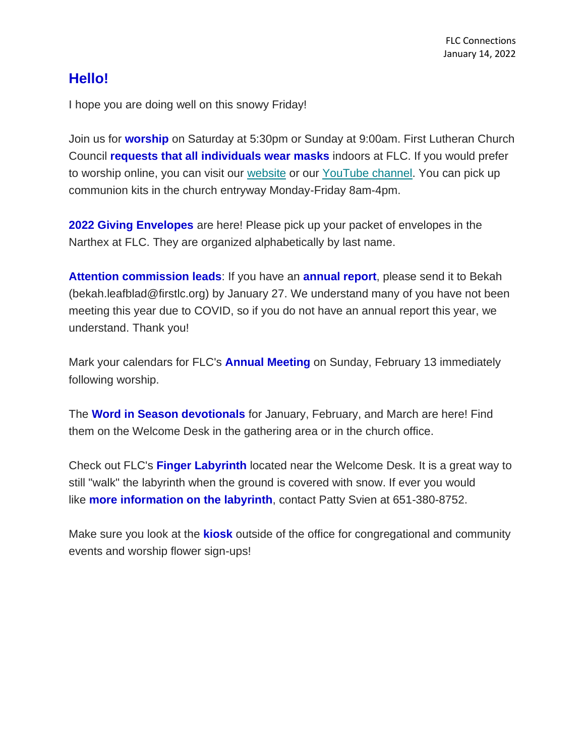FLC Connections
January 14, 2022

## Hello!

I hope you are doing well on this snowy Friday!

Join us for **worship** on Saturday at 5:30pm or Sunday at 9:00am. First Lutheran Church Council **requests that all individuals wear masks** indoors at FLC. If you would prefer to worship online, you can visit our website or our YouTube channel. You can pick up communion kits in the church entryway Monday-Friday 8am-4pm.

**2022 Giving Envelopes** are here! Please pick up your packet of envelopes in the Narthex at FLC. They are organized alphabetically by last name.

**Attention commission leads**: If you have an **annual report**, please send it to Bekah (bekah.leafblad@firstlc.org) by January 27. We understand many of you have not been meeting this year due to COVID, so if you do not have an annual report this year, we understand. Thank you!

Mark your calendars for FLC's **Annual Meeting** on Sunday, February 13 immediately following worship.

The **Word in Season devotionals** for January, February, and March are here! Find them on the Welcome Desk in the gathering area or in the church office.

Check out FLC's **Finger Labyrinth** located near the Welcome Desk. It is a great way to still "walk" the labyrinth when the ground is covered with snow. If ever you would like **more information on the labyrinth**, contact Patty Svien at 651-380-8752.

Make sure you look at the **kiosk** outside of the office for congregational and community events and worship flower sign-ups!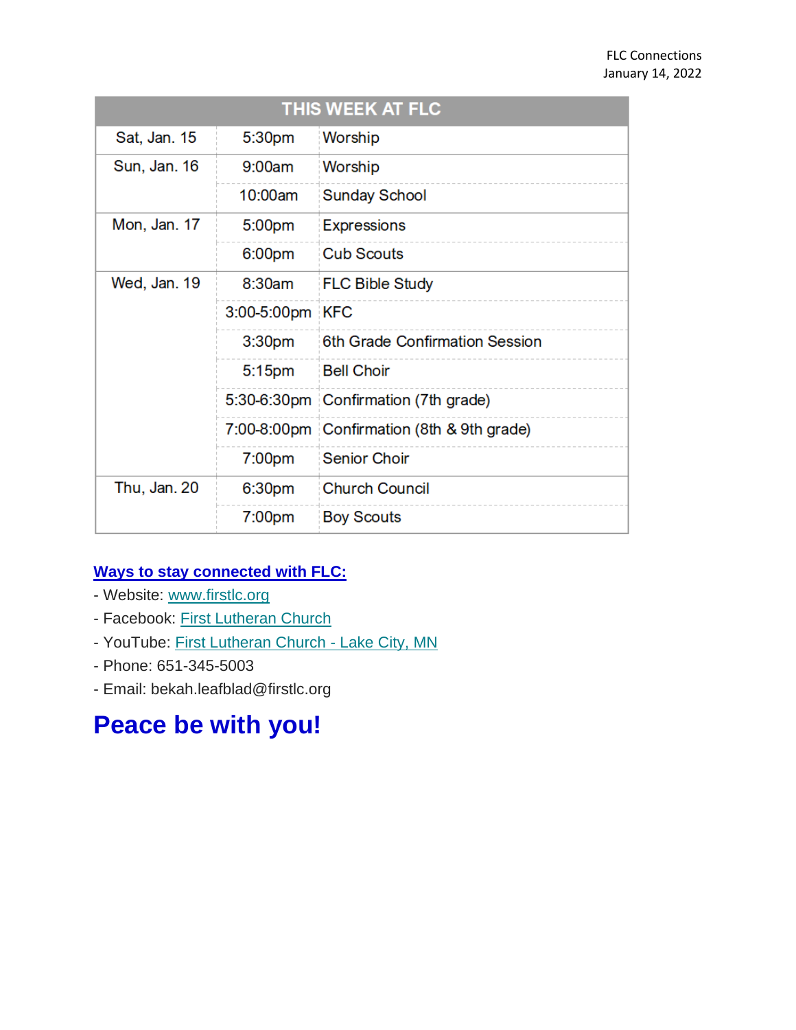| THIS WEEK AT FLC | | |
|---|---|---|
| Sat, Jan. 15 | 5:30pm | Worship |
| Sun, Jan. 16 | 9:00am | Worship |
| | 10:00am | Sunday School |
| Mon, Jan. 17 | 5:00pm | Expressions |
| | 6:00pm | Cub Scouts |
| Wed, Jan. 19 | 8:30am | FLC Bible Study |
| | 3:00-5:00pm | KFC |
| | 3:30pm | 6th Grade Confirmation Session |
| | 5:15pm | Bell Choir |
| | 5:30-6:30pm | Confirmation (7th grade) |
| | 7:00-8:00pm | Confirmation (8th & 9th grade) |
| | 7:00pm | Senior Choir |
| Thu, Jan. 20 | 6:30pm | Church Council |
| | 7:00pm | Boy Scouts |

**Ways to stay connected with FLC:**

- Website: www.firstlc.org
- Facebook: First Lutheran Church
- YouTube: First Lutheran Church - Lake City, MN
- Phone: 651-345-5003
- Email: bekah.leafblad@firstlc.org

# Peace be with you!